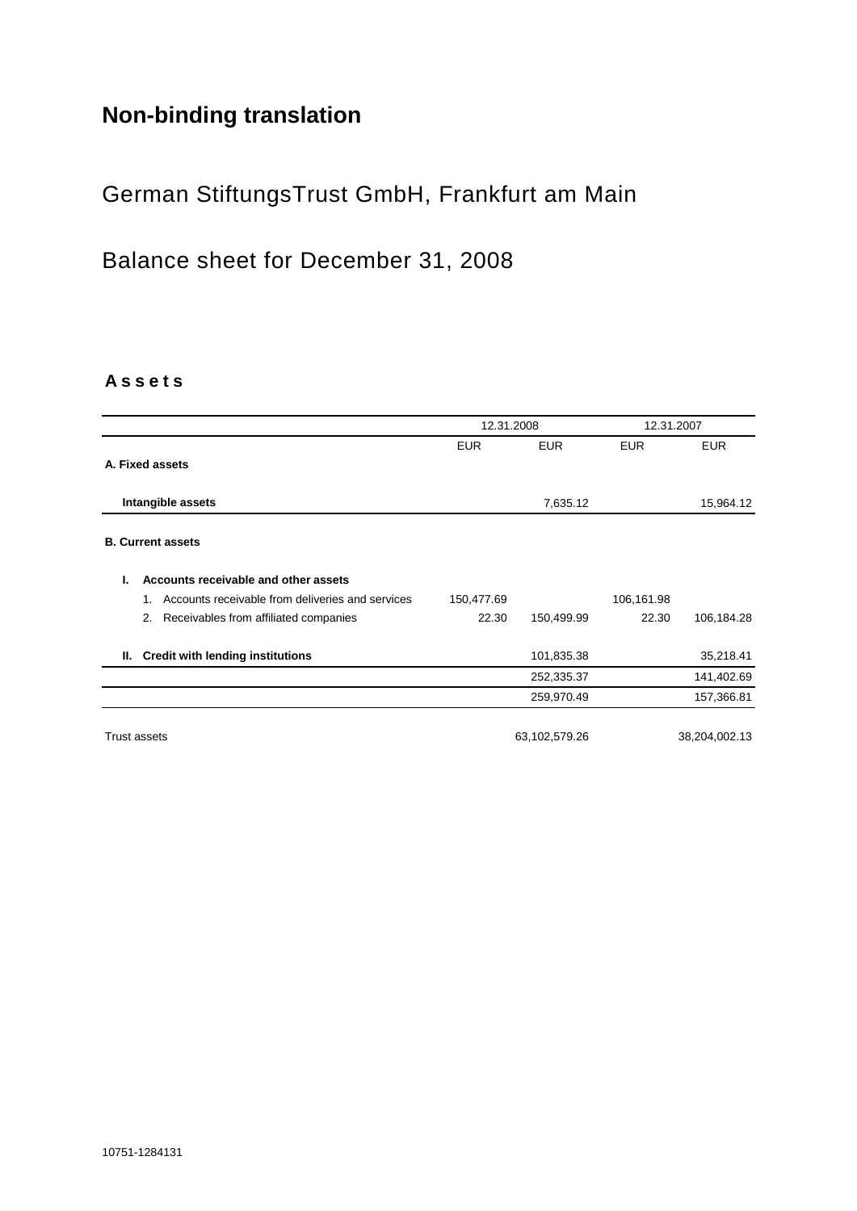# Non-binding translation

## German StiftungsTrust GmbH, Frankfurt am Main

## Balance sheet for December 31, 2008

### A s s e t s

| | 12.31.2008 | | 12.31.2007 | |
|---|---|---|---|---|
| | EUR | EUR | EUR | EUR |
| **A. Fixed assets** | | | | |
| **Intangible assets** | | 7,635.12 | | 15,964.12 |
| **B. Current assets** | | | | |
| **I. Accounts receivable and other assets** | | | | |
| 1. Accounts receivable from deliveries and services | 150,477.69 | | 106,161.98 | |
| 2. Receivables from affiliated companies | 22.30 | 150,499.99 | 22.30 | 106,184.28 |
| **II. Credit with lending institutions** | | 101,835.38 | | 35,218.41 |
| | | 252,335.37 | | 141,402.69 |
| | | 259,970.49 | | 157,366.81 |
| Trust assets | | 63,102,579.26 | | 38,204,002.13 |

10751-1284131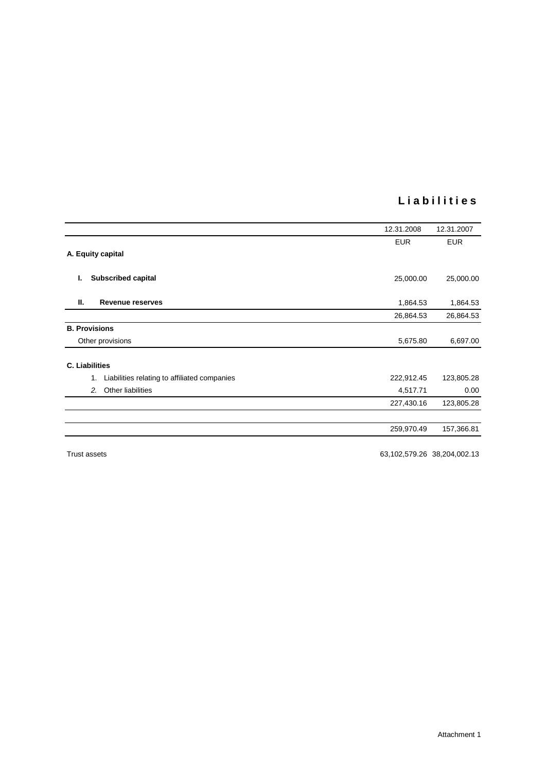# Liabilities

| | 12.31.2008 | 12.31.2007 |
|---|---|---|
| | EUR | EUR |
| **A. Equity capital** | | |
| **I. Subscribed capital** | 25,000.00 | 25,000.00 |
| **II. Revenue reserves** | 1,864.53 | 1,864.53 |
| | 26,864.53 | 26,864.53 |
| **B. Provisions** | | |
| Other provisions | 5,675.80 | 6,697.00 |
| **C. Liabilities** | | |
| 1. Liabilities relating to affiliated companies | 222,912.45 | 123,805.28 |
| *2.* Other liabilities | 4,517.71 | 0.00 |
| | 227,430.16 | 123,805.28 |
| | 259,970.49 | 157,366.81 |
| Trust assets | 63,102,579.26 | 38,204,002.13 |

Attachment 1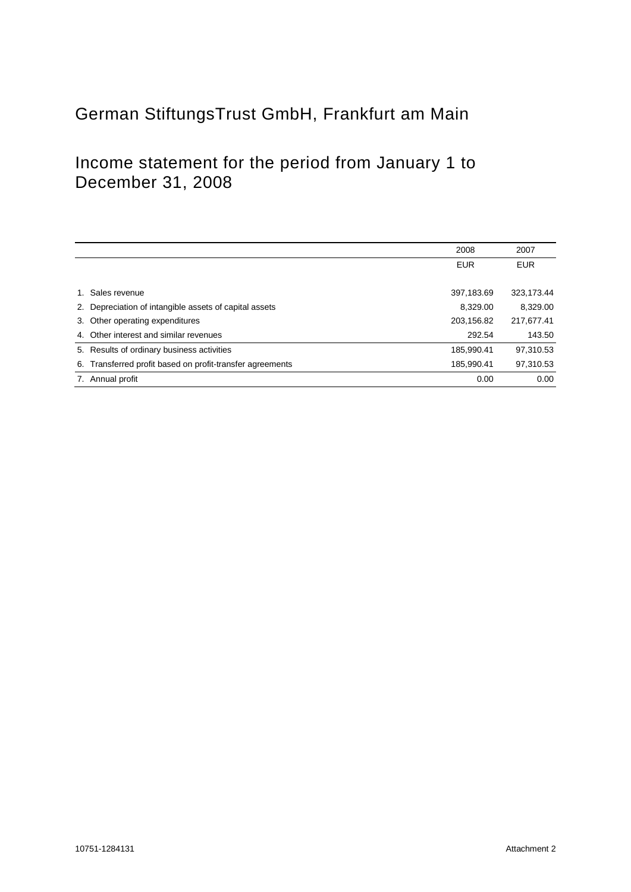# German StiftungsTrust GmbH, Frankfurt am Main

## Income statement for the period from January 1 to December 31, 2008

| | 2008 | 2007 |
|---|---|---|
| | EUR | EUR |
| 1. Sales revenue | 397,183.69 | 323,173.44 |
| 2. Depreciation of intangible assets of capital assets | 8,329.00 | 8,329.00 |
| 3. Other operating expenditures | 203,156.82 | 217,677.41 |
| 4. Other interest and similar revenues | 292.54 | 143.50 |
| 5. Results of ordinary business activities | 185,990.41 | 97,310.53 |
| 6. Transferred profit based on profit-transfer agreements | 185,990.41 | 97,310.53 |
| 7. Annual profit | 0.00 | 0.00 |

10751-1284131

Attachment 2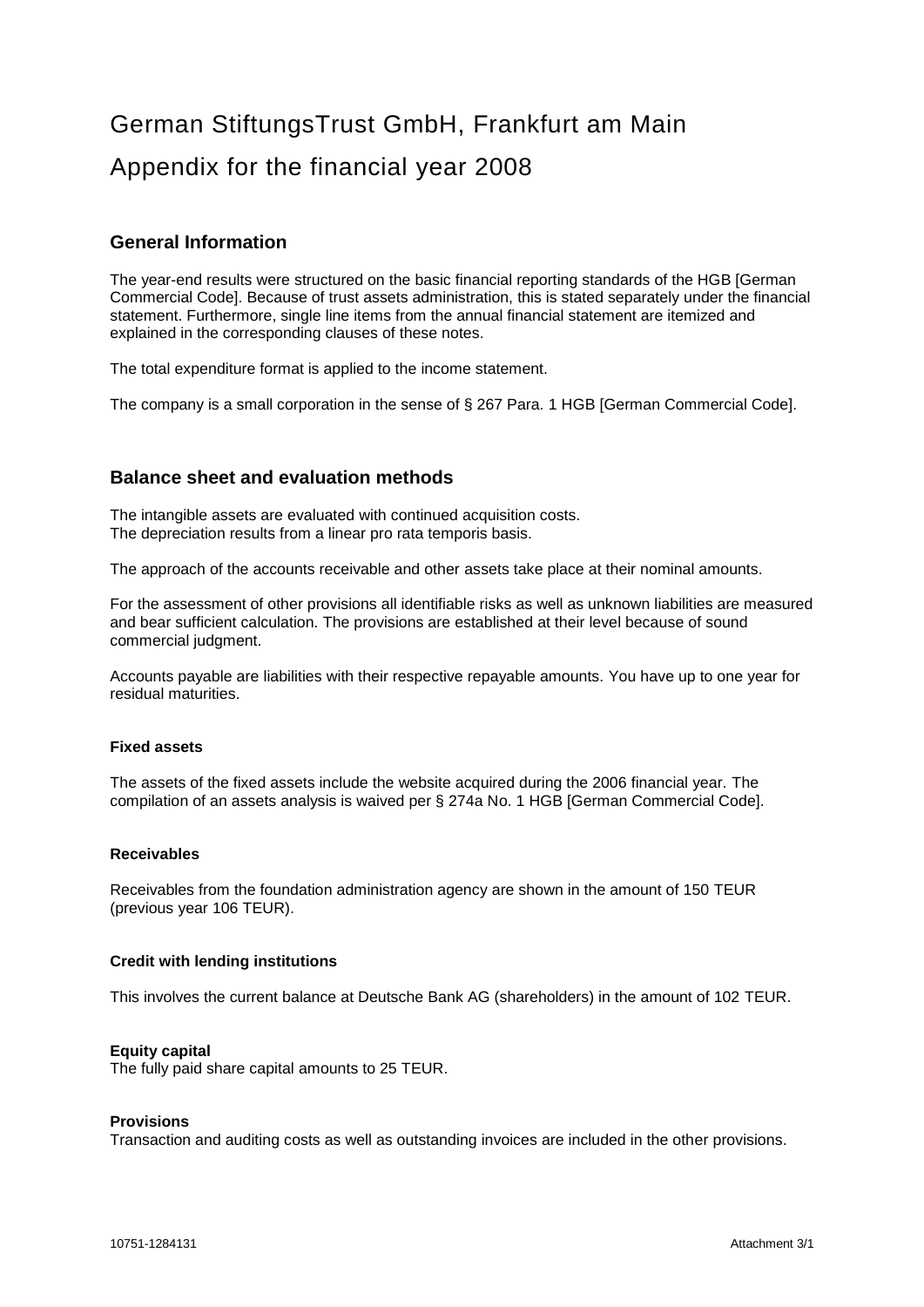# German StiftungsTrust GmbH, Frankfurt am Main

# Appendix for the financial year 2008

## General Information

The year-end results were structured on the basic financial reporting standards of the HGB [German Commercial Code]. Because of trust assets administration, this is stated separately under the financial statement. Furthermore, single line items from the annual financial statement are itemized and explained in the corresponding clauses of these notes.

The total expenditure format is applied to the income statement.

The company is a small corporation in the sense of § 267 Para. 1 HGB [German Commercial Code].

## Balance sheet and evaluation methods

The intangible assets are evaluated with continued acquisition costs.
The depreciation results from a linear pro rata temporis basis.

The approach of the accounts receivable and other assets take place at their nominal amounts.

For the assessment of other provisions all identifiable risks as well as unknown liabilities are measured and bear sufficient calculation. The provisions are established at their level because of sound commercial judgment.

Accounts payable are liabilities with their respective repayable amounts. You have up to one year for residual maturities.

### Fixed assets

The assets of the fixed assets include the website acquired during the 2006 financial year. The compilation of an assets analysis is waived per § 274a No. 1 HGB [German Commercial Code].

### Receivables

Receivables from the foundation administration agency are shown in the amount of 150 TEUR (previous year 106 TEUR).

### Credit with lending institutions

This involves the current balance at Deutsche Bank AG (shareholders) in the amount of 102 TEUR.

### Equity capital

The fully paid share capital amounts to 25 TEUR.

### Provisions

Transaction and auditing costs as well as outstanding invoices are included in the other provisions.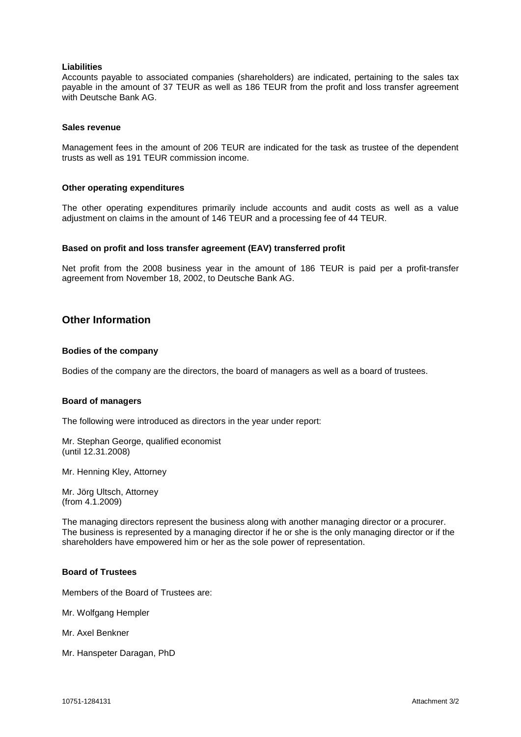**Liabilities**

Accounts payable to associated companies (shareholders) are indicated, pertaining to the sales tax payable in the amount of 37 TEUR as well as 186 TEUR from the profit and loss transfer agreement with Deutsche Bank AG.

**Sales revenue**

Management fees in the amount of 206 TEUR are indicated for the task as trustee of the dependent trusts as well as 191 TEUR commission income.

**Other operating expenditures**

The other operating expenditures primarily include accounts and audit costs as well as a value adjustment on claims in the amount of 146 TEUR and a processing fee of 44 TEUR.

**Based on profit and loss transfer agreement (EAV) transferred profit**

Net profit from the 2008 business year in the amount of 186 TEUR is paid per a profit-transfer agreement from November 18, 2002, to Deutsche Bank AG.

## Other Information

**Bodies of the company**

Bodies of the company are the directors, the board of managers as well as a board of trustees.

**Board of managers**

The following were introduced as directors in the year under report:

Mr. Stephan George, qualified economist
(until 12.31.2008)

Mr. Henning Kley, Attorney

Mr. Jörg Ultsch, Attorney
(from 4.1.2009)

The managing directors represent the business along with another managing director or a procurer. The business is represented by a managing director if he or she is the only managing director or if the shareholders have empowered him or her as the sole power of representation.

**Board of Trustees**

Members of the Board of Trustees are:

Mr. Wolfgang Hempler

Mr. Axel Benkner

Mr. Hanspeter Daragan, PhD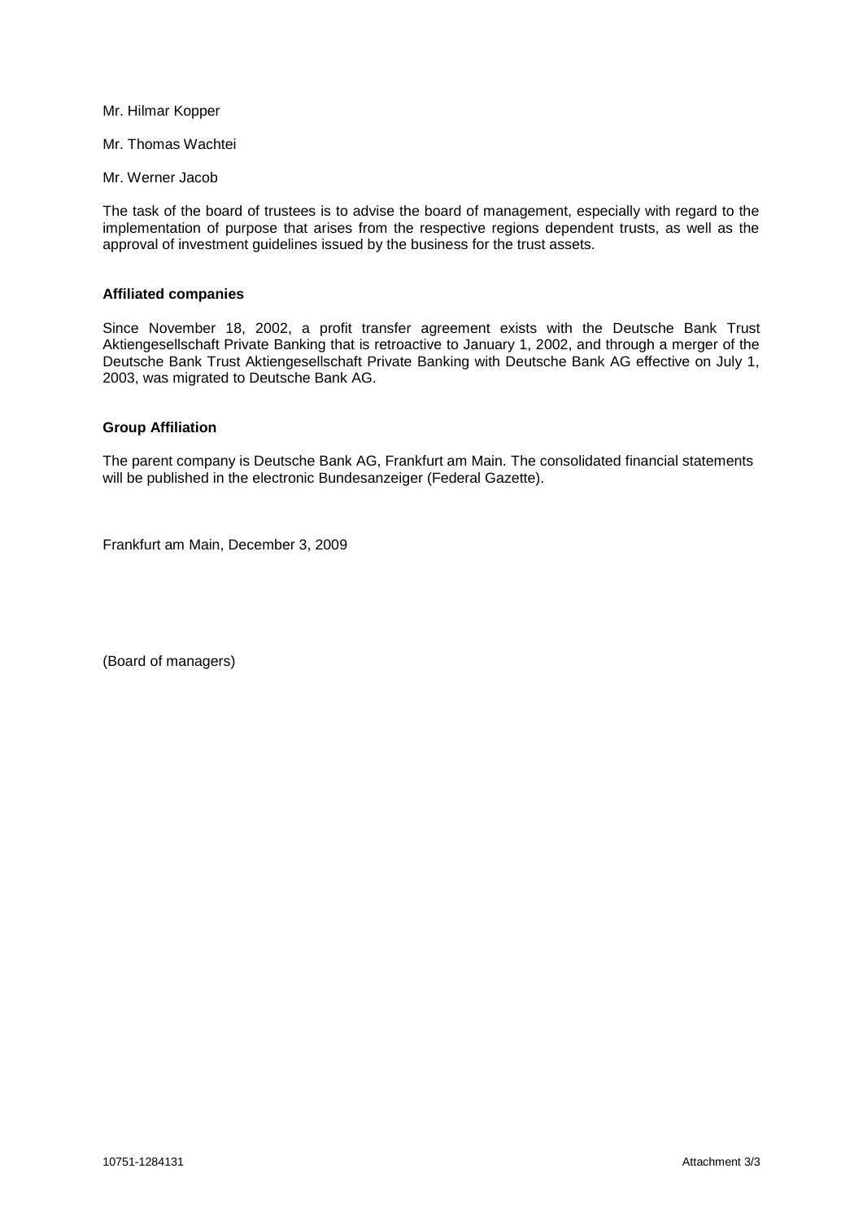Mr. Hilmar Kopper

Mr. Thomas Wachtei

Mr. Werner Jacob

The task of the board of trustees is to advise the board of management, especially with regard to the implementation of purpose that arises from the respective regions dependent trusts, as well as the approval of investment guidelines issued by the business for the trust assets.

**Affiliated companies**

Since November 18, 2002, a profit transfer agreement exists with the Deutsche Bank Trust Aktiengesellschaft Private Banking that is retroactive to January 1, 2002, and through a merger of the Deutsche Bank Trust Aktiengesellschaft Private Banking with Deutsche Bank AG effective on July 1, 2003, was migrated to Deutsche Bank AG.

**Group Affiliation**

The parent company is Deutsche Bank AG, Frankfurt am Main. The consolidated financial statements will be published in the electronic Bundesanzeiger (Federal Gazette).

Frankfurt am Main, December 3, 2009

(Board of managers)

10751-1284131 Attachment 3/3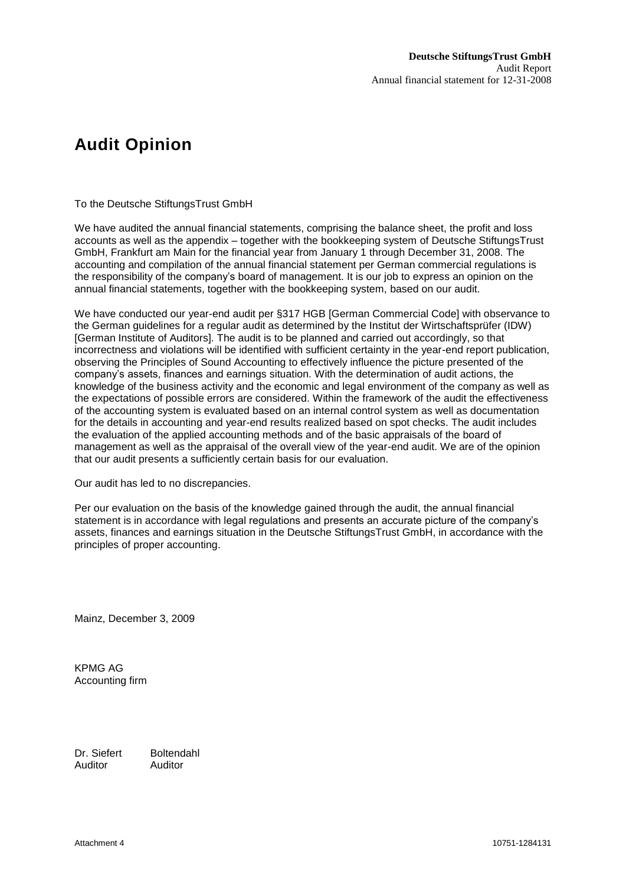# Audit Opinion

To the Deutsche StiftungsTrust GmbH

We have audited the annual financial statements, comprising the balance sheet, the profit and loss accounts as well as the appendix – together with the bookkeeping system of Deutsche StiftungsTrust GmbH, Frankfurt am Main for the financial year from January 1 through December 31, 2008. The accounting and compilation of the annual financial statement per German commercial regulations is the responsibility of the company's board of management. It is our job to express an opinion on the annual financial statements, together with the bookkeeping system, based on our audit.

We have conducted our year-end audit per §317 HGB [German Commercial Code] with observance to the German guidelines for a regular audit as determined by the Institut der Wirtschaftsprüfer (IDW) [German Institute of Auditors]. The audit is to be planned and carried out accordingly, so that incorrectness and violations will be identified with sufficient certainty in the year-end report publication, observing the Principles of Sound Accounting to effectively influence the picture presented of the company's assets, finances and earnings situation. With the determination of audit actions, the knowledge of the business activity and the economic and legal environment of the company as well as the expectations of possible errors are considered. Within the framework of the audit the effectiveness of the accounting system is evaluated based on an internal control system as well as documentation for the details in accounting and year-end results realized based on spot checks. The audit includes the evaluation of the applied accounting methods and of the basic appraisals of the board of management as well as the appraisal of the overall view of the year-end audit. We are of the opinion that our audit presents a sufficiently certain basis for our evaluation.

Our audit has led to no discrepancies.

Per our evaluation on the basis of the knowledge gained through the audit, the annual financial statement is in accordance with legal regulations and presents an accurate picture of the company's assets, finances and earnings situation in the Deutsche StiftungsTrust GmbH, in accordance with the principles of proper accounting.

Mainz, December 3, 2009

KPMG AG
Accounting firm

| | |
|---|---|
| Dr. Siefert | Boltendahl |
| Auditor | Auditor |

Attachment 4 10751-1284131